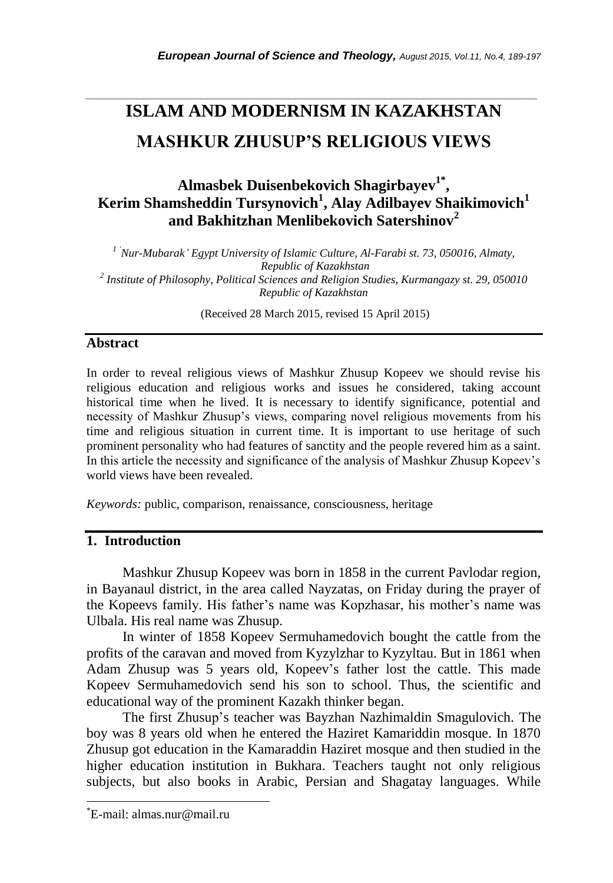# ISLAM AND MODERNISM IN KAZAKHSTAN MASHKUR ZHUSUP'S RELIGIOUS VIEWS

**Almasbek Duisenbekovich Shagirbayev[1*], Kerim Shamsheddin Tursynovich[1], Alay Adilbayev Shaikimovich[1] and Bakhitzhan Menlibekovich Satershinov[2]**

[1] 'Nur-Mubarak' Egypt University of Islamic Culture, Al-Farabi st. 73, 050016, Almaty, Republic of Kazakhstan

[2] Institute of Philosophy, Political Sciences and Religion Studies, Kurmangazy st. 29, 050010 Republic of Kazakhstan

(Received 28 March 2015, revised 15 April 2015)

## Abstract

In order to reveal religious views of Mashkur Zhusup Kopeev we should revise his religious education and religious works and issues he considered, taking account historical time when he lived. It is necessary to identify significance, potential and necessity of Mashkur Zhusup's views, comparing novel religious movements from his time and religious situation in current time. It is important to use heritage of such prominent personality who had features of sanctity and the people revered him as a saint. In this article the necessity and significance of the analysis of Mashkur Zhusup Kopeev's world views have been revealed.

*Keywords:* public, comparison, renaissance, consciousness, heritage

## 1. Introduction

Mashkur Zhusup Kopeev was born in 1858 in the current Pavlodar region, in Bayanaul district, in the area called Nayzatas, on Friday during the prayer of the Kopeevs family. His father's name was Kopzhasar, his mother's name was Ulbala. His real name was Zhusup.

In winter of 1858 Kopeev Sermuhamedovich bought the cattle from the profits of the caravan and moved from Kyzylzhar to Kyzyltau. But in 1861 when Adam Zhusup was 5 years old, Kopeev's father lost the cattle. This made Kopeev Sermuhamedovich send his son to school. Thus, the scientific and educational way of the prominent Kazakh thinker began.

The first Zhusup's teacher was Bayzhan Nazhimaldin Smagulovich. The boy was 8 years old when he entered the Haziret Kamariddin mosque. In 1870 Zhusup got education in the Kamaraddin Haziret mosque and then studied in the higher education institution in Bukhara. Teachers taught not only religious subjects, but also books in Arabic, Persian and Shagatay languages. While

---

*E-mail: almas.nur@mail.ru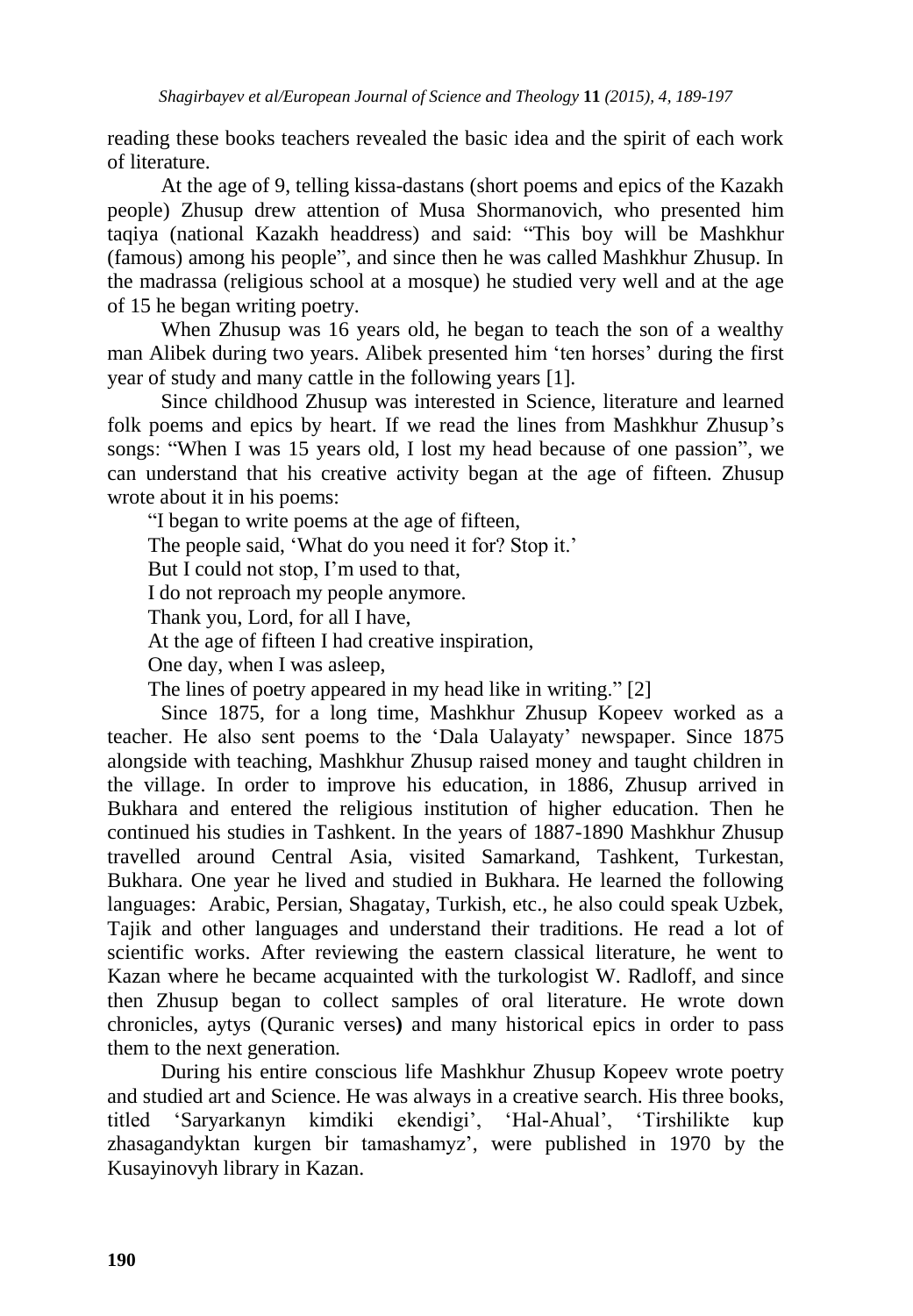reading these books teachers revealed the basic idea and the spirit of each work of literature.

At the age of 9, telling kissa-dastans (short poems and epics of the Kazakh people) Zhusup drew attention of Musa Shormanovich, who presented him taqiya (national Kazakh headdress) and said: "This boy will be Mashkhur (famous) among his people", and since then he was called Mashkhur Zhusup. In the madrassa (religious school at a mosque) he studied very well and at the age of 15 he began writing poetry.

When Zhusup was 16 years old, he began to teach the son of a wealthy man Alibek during two years. Alibek presented him 'ten horses' during the first year of study and many cattle in the following years [1].

Since childhood Zhusup was interested in Science, literature and learned folk poems and epics by heart. If we read the lines from Mashkhur Zhusup's songs: "When I was 15 years old, I lost my head because of one passion", we can understand that his creative activity began at the age of fifteen. Zhusup wrote about it in his poems:

"I began to write poems at the age of fifteen,
The people said, 'What do you need it for? Stop it.'
But I could not stop, I'm used to that,
I do not reproach my people anymore.
Thank you, Lord, for all I have,
At the age of fifteen I had creative inspiration,
One day, when I was asleep,
The lines of poetry appeared in my head like in writing." [2]

Since 1875, for a long time, Mashkhur Zhusup Kopeev worked as a teacher. He also sent poems to the 'Dala Ualayaty' newspaper. Since 1875 alongside with teaching, Mashkhur Zhusup raised money and taught children in the village. In order to improve his education, in 1886, Zhusup arrived in Bukhara and entered the religious institution of higher education. Then he continued his studies in Tashkent. In the years of 1887-1890 Mashkhur Zhusup travelled around Central Asia, visited Samarkand, Tashkent, Turkestan, Bukhara. One year he lived and studied in Bukhara. He learned the following languages: Arabic, Persian, Shagatay, Turkish, etc., he also could speak Uzbek, Tajik and other languages and understand their traditions. He read a lot of scientific works. After reviewing the eastern classical literature, he went to Kazan where he became acquainted with the turkologist W. Radloff, and since then Zhusup began to collect samples of oral literature. He wrote down chronicles, aytys (Quranic verses**)** and many historical epics in order to pass them to the next generation.

During his entire conscious life Mashkhur Zhusup Kopeev wrote poetry and studied art and Science. He was always in a creative search. His three books, titled 'Saryarkanyn kimdiki ekendigi', 'Hal-Ahual', 'Tirshilikte kup zhasagandyktan kurgen bir tamashamyz', were published in 1970 by the Kusayinovyh library in Kazan.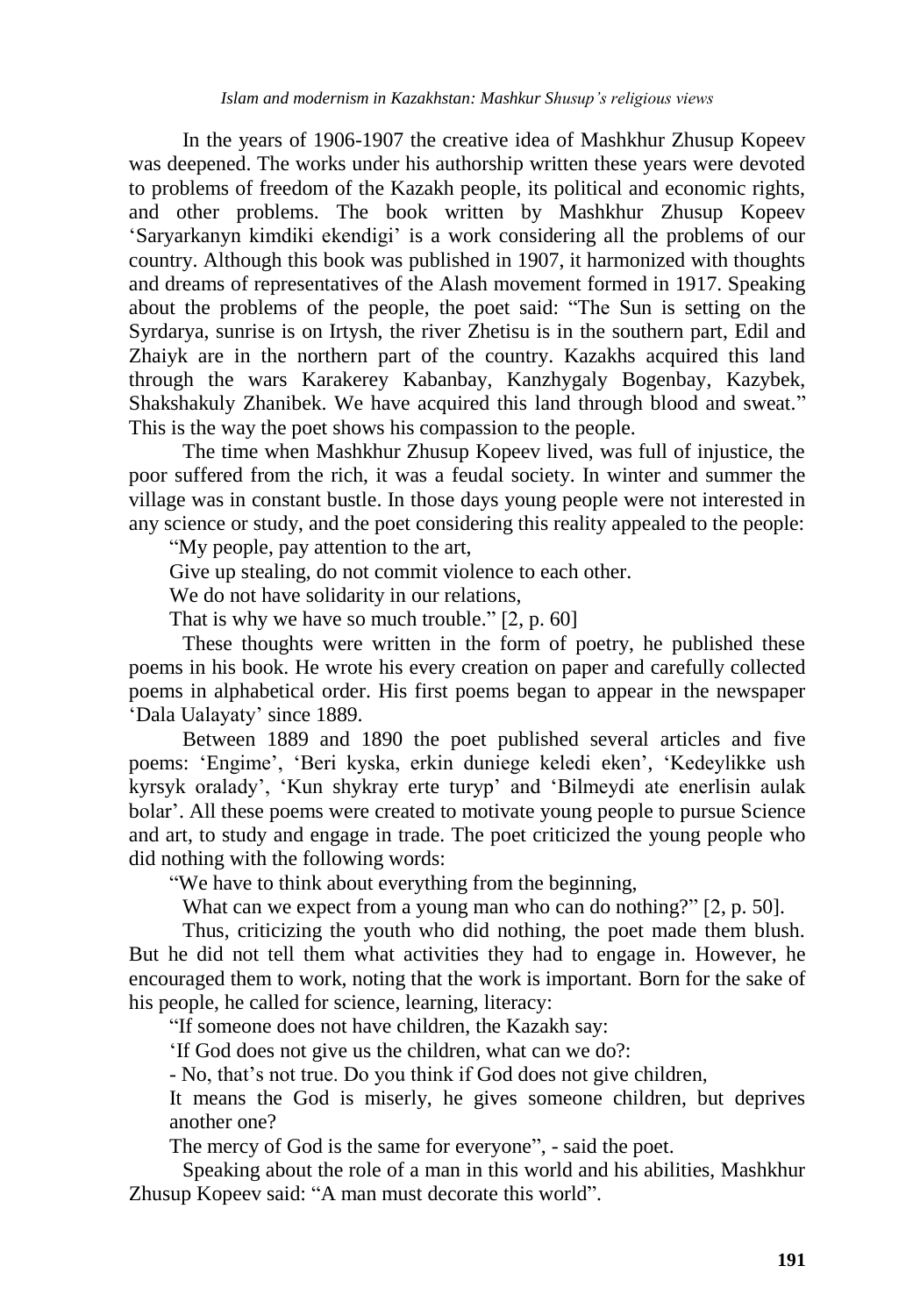In the years of 1906-1907 the creative idea of Mashkhur Zhusup Kopeev was deepened. The works under his authorship written these years were devoted to problems of freedom of the Kazakh people, its political and economic rights, and other problems. The book written by Mashkhur Zhusup Kopeev 'Saryarkanyn kimdiki ekendigi' is a work considering all the problems of our country. Although this book was published in 1907, it harmonized with thoughts and dreams of representatives of the Alash movement formed in 1917. Speaking about the problems of the people, the poet said: "The Sun is setting on the Syrdarya, sunrise is on Irtysh, the river Zhetisu is in the southern part, Edil and Zhaiyk are in the northern part of the country. Kazakhs acquired this land through the wars Karakerey Kabanbay, Kanzhygaly Bogenbay, Kazybek, Shakshakuly Zhanibek. We have acquired this land through blood and sweat." This is the way the poet shows his compassion to the people.

The time when Mashkhur Zhusup Kopeev lived, was full of injustice, the poor suffered from the rich, it was a feudal society. In winter and summer the village was in constant bustle. In those days young people were not interested in any science or study, and the poet considering this reality appealed to the people:

"My people, pay attention to the art,  
Give up stealing, do not commit violence to each other.  
We do not have solidarity in our relations,  
That is why we have so much trouble." [2, p. 60]

These thoughts were written in the form of poetry, he published these poems in his book. He wrote his every creation on paper and carefully collected poems in alphabetical order. His first poems began to appear in the newspaper 'Dala Ualayaty' since 1889.

Between 1889 and 1890 the poet published several articles and five poems: 'Engime', 'Beri kyska, erkin duniege keledi eken', 'Kedeylikke ush kyrsyk oralady', 'Kun shykray erte turyp' and 'Bilmeydi ate enerlisin aulak bolar'. All these poems were created to motivate young people to pursue Science and art, to study and engage in trade. The poet criticized the young people who did nothing with the following words:

"We have to think about everything from the beginning,  
What can we expect from a young man who can do nothing?" [2, p. 50].

Thus, criticizing the youth who did nothing, the poet made them blush. But he did not tell them what activities they had to engage in. However, he encouraged them to work, noting that the work is important. Born for the sake of his people, he called for science, learning, literacy:

"If someone does not have children, the Kazakh say:  
'If God does not give us the children, what can we do?:  
- No, that's not true. Do you think if God does not give children,  
It means the God is miserly, he gives someone children, but deprives another one?  
The mercy of God is the same for everyone", - said the poet.

Speaking about the role of a man in this world and his abilities, Mashkhur Zhusup Kopeev said: "A man must decorate this world".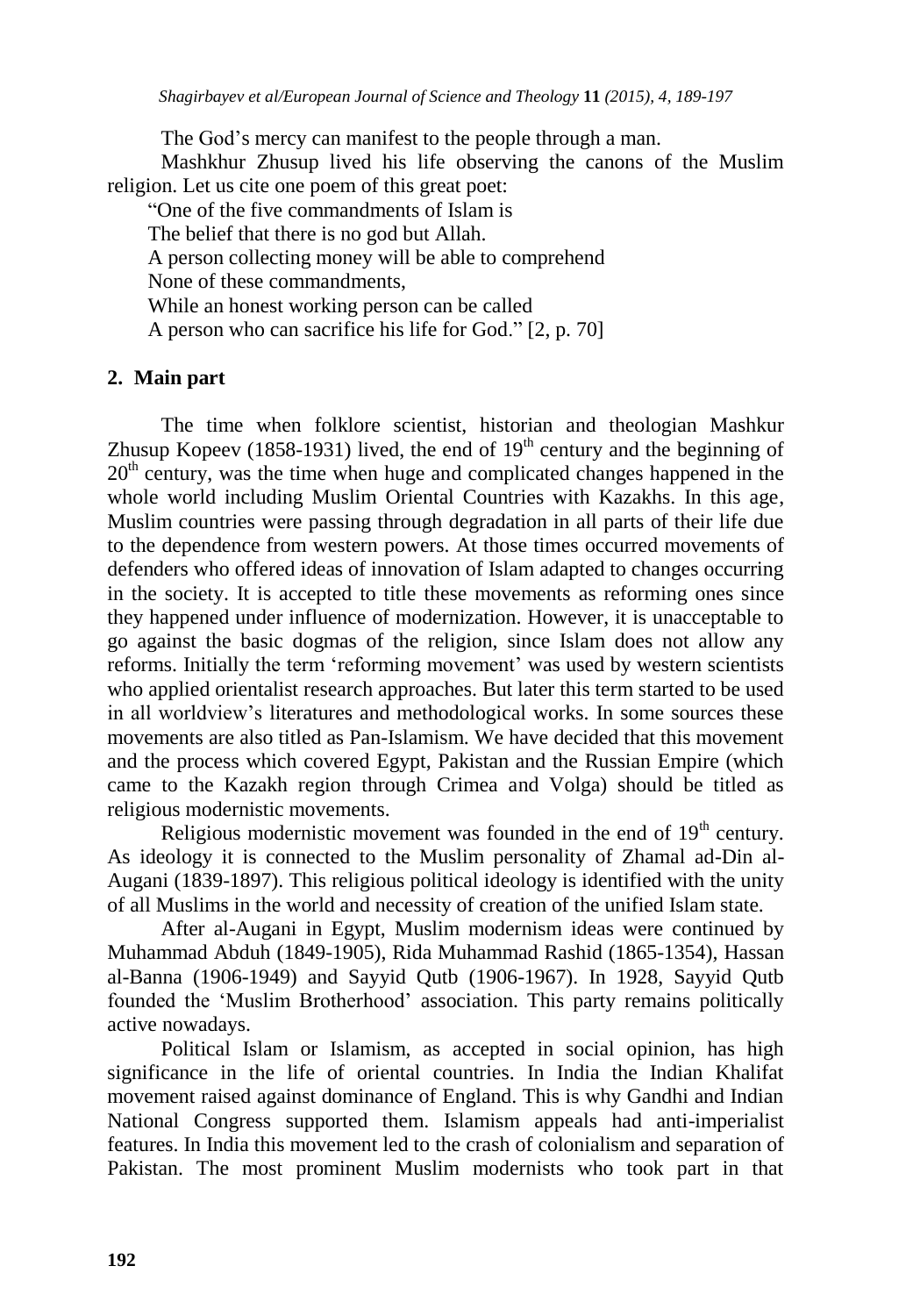The God's mercy can manifest to the people through a man.

Mashkhur Zhusup lived his life observing the canons of the Muslim religion. Let us cite one poem of this great poet:

"One of the five commandments of Islam is
The belief that there is no god but Allah.
A person collecting money will be able to comprehend
None of these commandments,
While an honest working person can be called
A person who can sacrifice his life for God." [2, p. 70]

## 2. Main part

The time when folklore scientist, historian and theologian Mashkur Zhusup Kopeev (1858-1931) lived, the end of 19th century and the beginning of 20th century, was the time when huge and complicated changes happened in the whole world including Muslim Oriental Countries with Kazakhs. In this age, Muslim countries were passing through degradation in all parts of their life due to the dependence from western powers. At those times occurred movements of defenders who offered ideas of innovation of Islam adapted to changes occurring in the society. It is accepted to title these movements as reforming ones since they happened under influence of modernization. However, it is unacceptable to go against the basic dogmas of the religion, since Islam does not allow any reforms. Initially the term 'reforming movement' was used by western scientists who applied orientalist research approaches. But later this term started to be used in all worldview's literatures and methodological works. In some sources these movements are also titled as Pan-Islamism. We have decided that this movement and the process which covered Egypt, Pakistan and the Russian Empire (which came to the Kazakh region through Crimea and Volga) should be titled as religious modernistic movements.

Religious modernistic movement was founded in the end of 19th century. As ideology it is connected to the Muslim personality of Zhamal ad-Din al-Augani (1839-1897). This religious political ideology is identified with the unity of all Muslims in the world and necessity of creation of the unified Islam state.

After al-Augani in Egypt, Muslim modernism ideas were continued by Muhammad Abduh (1849-1905), Rida Muhammad Rashid (1865-1354), Hassan al-Banna (1906-1949) and Sayyid Qutb (1906-1967). In 1928, Sayyid Qutb founded the 'Muslim Brotherhood' association. This party remains politically active nowadays.

Political Islam or Islamism, as accepted in social opinion, has high significance in the life of oriental countries. In India the Indian Khalifat movement raised against dominance of England. This is why Gandhi and Indian National Congress supported them. Islamism appeals had anti-imperialist features. In India this movement led to the crash of colonialism and separation of Pakistan. The most prominent Muslim modernists who took part in that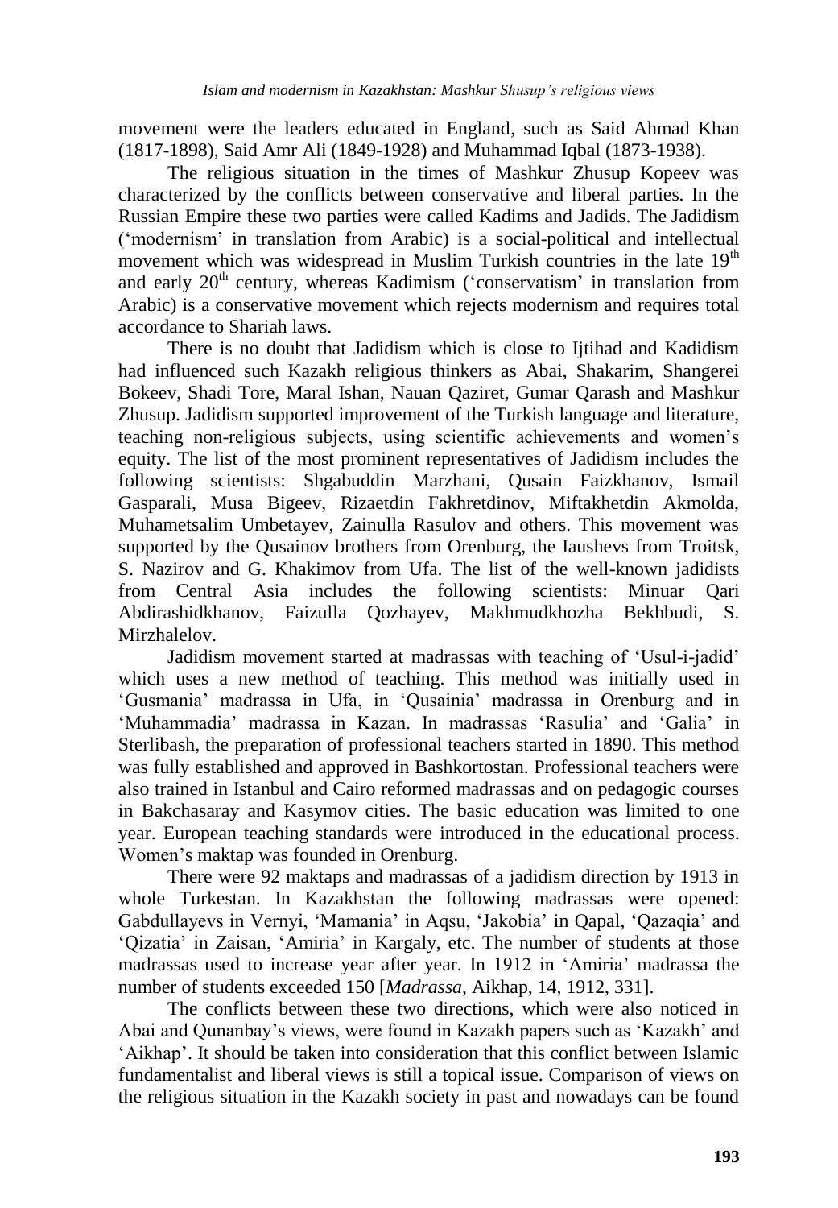movement were the leaders educated in England, such as Said Ahmad Khan (1817-1898), Said Amr Ali (1849-1928) and Muhammad Iqbal (1873-1938).

The religious situation in the times of Mashkur Zhusup Kopeev was characterized by the conflicts between conservative and liberal parties. In the Russian Empire these two parties were called Kadims and Jadids. The Jadidism ('modernism' in translation from Arabic) is a social-political and intellectual movement which was widespread in Muslim Turkish countries in the late 19th and early 20th century, whereas Kadimism ('conservatism' in translation from Arabic) is a conservative movement which rejects modernism and requires total accordance to Shariah laws.

There is no doubt that Jadidism which is close to Ijtihad and Kadidism had influenced such Kazakh religious thinkers as Abai, Shakarim, Shangerei Bokeev, Shadi Tore, Maral Ishan, Nauan Qaziret, Gumar Qarash and Mashkur Zhusup. Jadidism supported improvement of the Turkish language and literature, teaching non-religious subjects, using scientific achievements and women's equity. The list of the most prominent representatives of Jadidism includes the following scientists: Shgabuddin Marzhani, Qusain Faizkhanov, Ismail Gasparali, Musa Bigeev, Rizaetdin Fakhretdinov, Miftakhetdin Akmolda, Muhametsalim Umbetayev, Zainulla Rasulov and others. This movement was supported by the Qusainov brothers from Orenburg, the Iaushevs from Troitsk, S. Nazirov and G. Khakimov from Ufa. The list of the well-known jadidists from Central Asia includes the following scientists: Minuar Qari Abdirashidkhanov, Faizulla Qozhayev, Makhmudkhozha Bekhbudi, S. Mirzhalelov.

Jadidism movement started at madrassas with teaching of 'Usul-i-jadid' which uses a new method of teaching. This method was initially used in 'Gusmania' madrassa in Ufa, in 'Qusainia' madrassa in Orenburg and in 'Muhammadia' madrassa in Kazan. In madrassas 'Rasulia' and 'Galia' in Sterlibash, the preparation of professional teachers started in 1890. This method was fully established and approved in Bashkortostan. Professional teachers were also trained in Istanbul and Cairo reformed madrassas and on pedagogic courses in Bakchasaray and Kasymov cities. The basic education was limited to one year. European teaching standards were introduced in the educational process. Women's maktap was founded in Orenburg.

There were 92 maktaps and madrassas of a jadidism direction by 1913 in whole Turkestan. In Kazakhstan the following madrassas were opened: Gabdullayevs in Vernyi, 'Mamania' in Aqsu, 'Jakobia' in Qapal, 'Qazaqia' and 'Qizatia' in Zaisan, 'Amiria' in Kargaly, etc. The number of students at those madrassas used to increase year after year. In 1912 in 'Amiria' madrassa the number of students exceeded 150 [*Madrassa*, Aikhap, 14, 1912, 331].

The conflicts between these two directions, which were also noticed in Abai and Qunanbay's views, were found in Kazakh papers such as 'Kazakh' and 'Aikhap'. It should be taken into consideration that this conflict between Islamic fundamentalist and liberal views is still a topical issue. Comparison of views on the religious situation in the Kazakh society in past and nowadays can be found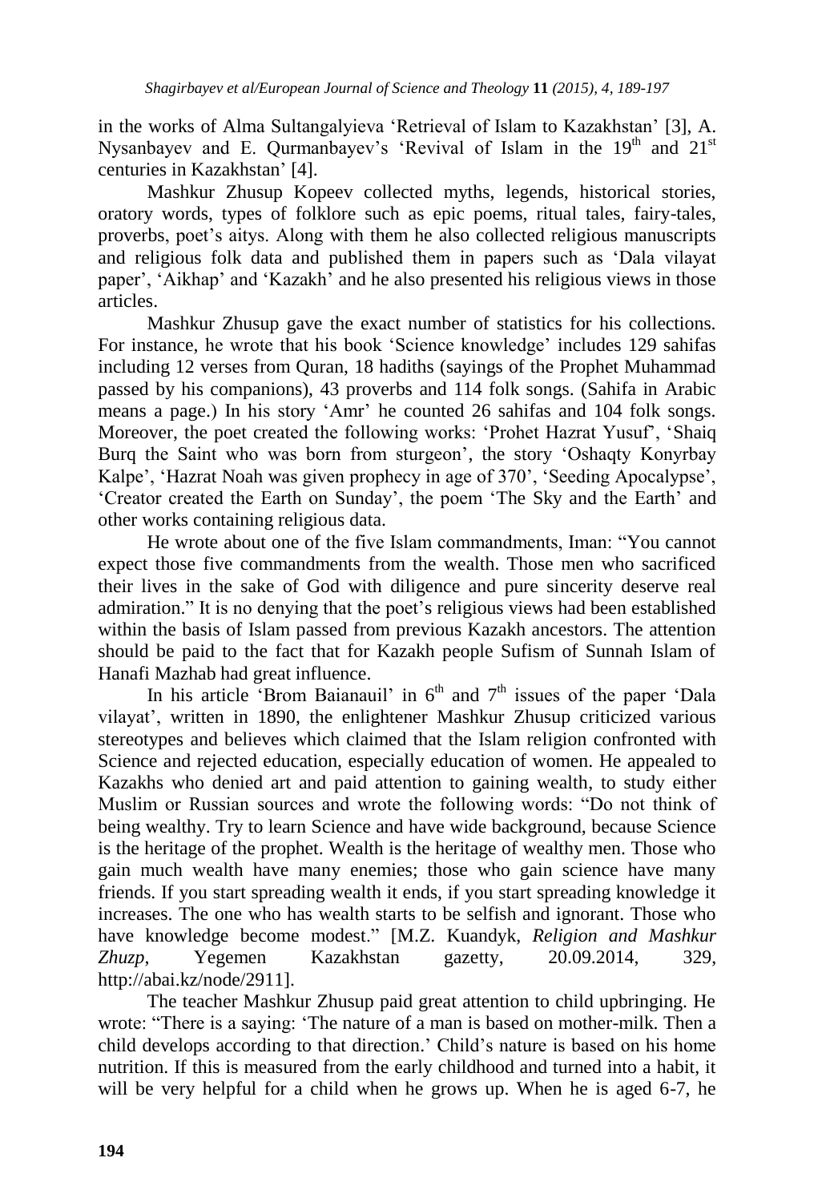in the works of Alma Sultangalyieva 'Retrieval of Islam to Kazakhstan' [3], A. Nysanbayev and E. Qurmanbayev's 'Revival of Islam in the $19^{th}$ and $21^{st}$ centuries in Kazakhstan' [4].

Mashkur Zhusup Kopeev collected myths, legends, historical stories, oratory words, types of folklore such as epic poems, ritual tales, fairy-tales, proverbs, poet's aitys. Along with them he also collected religious manuscripts and religious folk data and published them in papers such as 'Dala vilayat paper', 'Aikhap' and 'Kazakh' and he also presented his religious views in those articles.

Mashkur Zhusup gave the exact number of statistics for his collections. For instance, he wrote that his book 'Science knowledge' includes 129 sahifas including 12 verses from Quran, 18 hadiths (sayings of the Prophet Muhammad passed by his companions), 43 proverbs and 114 folk songs. (Sahifa in Arabic means a page.) In his story 'Amr' he counted 26 sahifas and 104 folk songs. Moreover, the poet created the following works: 'Prohet Hazrat Yusuf', 'Shaiq Burq the Saint who was born from sturgeon', the story 'Oshaqty Konyrbay Kalpe', 'Hazrat Noah was given prophecy in age of 370', 'Seeding Apocalypse', 'Creator created the Earth on Sunday', the poem 'The Sky and the Earth' and other works containing religious data.

He wrote about one of the five Islam commandments, Iman: "You cannot expect those five commandments from the wealth. Those men who sacrificed their lives in the sake of God with diligence and pure sincerity deserve real admiration." It is no denying that the poet's religious views had been established within the basis of Islam passed from previous Kazakh ancestors. The attention should be paid to the fact that for Kazakh people Sufism of Sunnah Islam of Hanafi Mazhab had great influence.

In his article 'Brom Baianauil' in $6^{th}$ and $7^{th}$ issues of the paper 'Dala vilayat', written in 1890, the enlightener Mashkur Zhusup criticized various stereotypes and believes which claimed that the Islam religion confronted with Science and rejected education, especially education of women. He appealed to Kazakhs who denied art and paid attention to gaining wealth, to study either Muslim or Russian sources and wrote the following words: "Do not think of being wealthy. Try to learn Science and have wide background, because Science is the heritage of the prophet. Wealth is the heritage of wealthy men. Those who gain much wealth have many enemies; those who gain science have many friends. If you start spreading wealth it ends, if you start spreading knowledge it increases. The one who has wealth starts to be selfish and ignorant. Those who have knowledge become modest." [M.Z. Kuandyk, *Religion and Mashkur Zhuzp*, Yegemen Kazakhstan gazetty, 20.09.2014, 329, http://abai.kz/node/2911].

The teacher Mashkur Zhusup paid great attention to child upbringing. He wrote: "There is a saying: 'The nature of a man is based on mother-milk. Then a child develops according to that direction.' Child's nature is based on his home nutrition. If this is measured from the early childhood and turned into a habit, it will be very helpful for a child when he grows up. When he is aged 6-7, he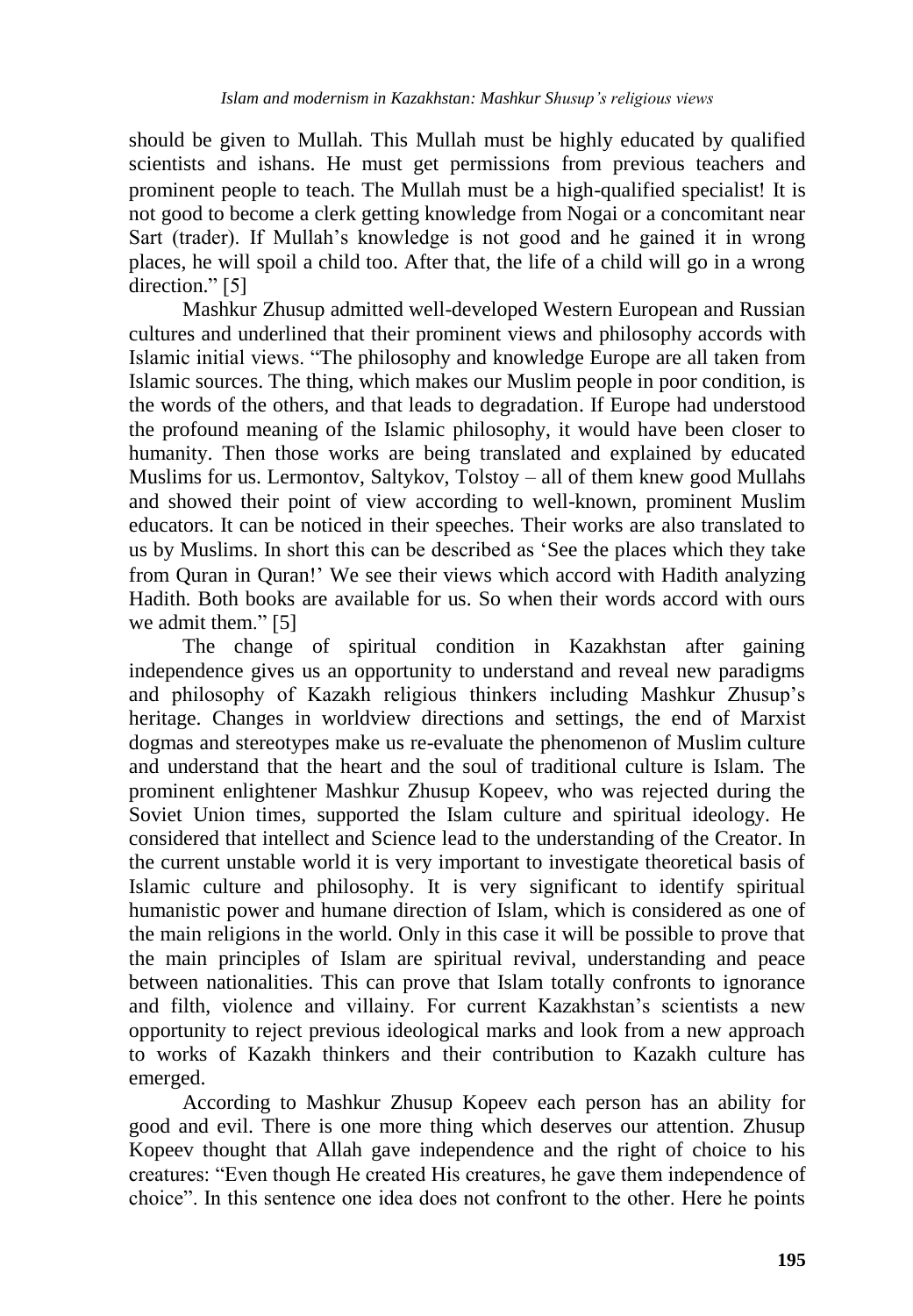should be given to Mullah. This Mullah must be highly educated by qualified scientists and ishans. He must get permissions from previous teachers and prominent people to teach. The Mullah must be a high-qualified specialist! It is not good to become a clerk getting knowledge from Nogai or a concomitant near Sart (trader). If Mullah's knowledge is not good and he gained it in wrong places, he will spoil a child too. After that, the life of a child will go in a wrong direction." [5]

Mashkur Zhusup admitted well-developed Western European and Russian cultures and underlined that their prominent views and philosophy accords with Islamic initial views. "The philosophy and knowledge Europe are all taken from Islamic sources. The thing, which makes our Muslim people in poor condition, is the words of the others, and that leads to degradation. If Europe had understood the profound meaning of the Islamic philosophy, it would have been closer to humanity. Then those works are being translated and explained by educated Muslims for us. Lermontov, Saltykov, Tolstoy – all of them knew good Mullahs and showed their point of view according to well-known, prominent Muslim educators. It can be noticed in their speeches. Their works are also translated to us by Muslims. In short this can be described as 'See the places which they take from Quran in Quran!' We see their views which accord with Hadith analyzing Hadith. Both books are available for us. So when their words accord with ours we admit them." [5]

The change of spiritual condition in Kazakhstan after gaining independence gives us an opportunity to understand and reveal new paradigms and philosophy of Kazakh religious thinkers including Mashkur Zhusup's heritage. Changes in worldview directions and settings, the end of Marxist dogmas and stereotypes make us re-evaluate the phenomenon of Muslim culture and understand that the heart and the soul of traditional culture is Islam. The prominent enlightener Mashkur Zhusup Kopeev, who was rejected during the Soviet Union times, supported the Islam culture and spiritual ideology. He considered that intellect and Science lead to the understanding of the Creator. In the current unstable world it is very important to investigate theoretical basis of Islamic culture and philosophy. It is very significant to identify spiritual humanistic power and humane direction of Islam, which is considered as one of the main religions in the world. Only in this case it will be possible to prove that the main principles of Islam are spiritual revival, understanding and peace between nationalities. This can prove that Islam totally confronts to ignorance and filth, violence and villainy. For current Kazakhstan's scientists a new opportunity to reject previous ideological marks and look from a new approach to works of Kazakh thinkers and their contribution to Kazakh culture has emerged.

According to Mashkur Zhusup Kopeev each person has an ability for good and evil. There is one more thing which deserves our attention. Zhusup Kopeev thought that Allah gave independence and the right of choice to his creatures: "Even though He created His creatures, he gave them independence of choice". In this sentence one idea does not confront to the other. Here he points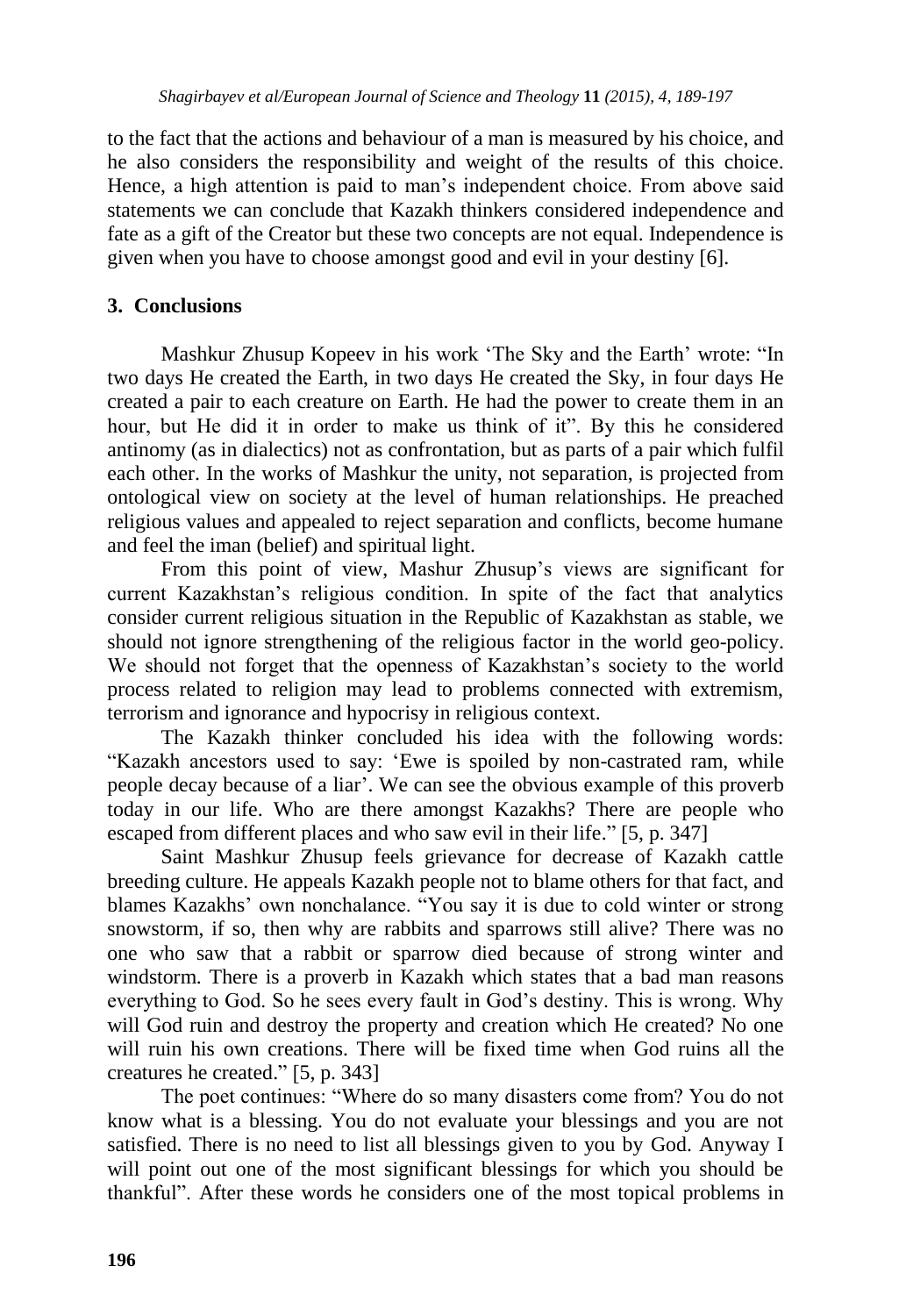to the fact that the actions and behaviour of a man is measured by his choice, and he also considers the responsibility and weight of the results of this choice. Hence, a high attention is paid to man's independent choice. From above said statements we can conclude that Kazakh thinkers considered independence and fate as a gift of the Creator but these two concepts are not equal. Independence is given when you have to choose amongst good and evil in your destiny [6].

## 3. Conclusions

Mashkur Zhusup Kopeev in his work 'The Sky and the Earth' wrote: "In two days He created the Earth, in two days He created the Sky, in four days He created a pair to each creature on Earth. He had the power to create them in an hour, but He did it in order to make us think of it". By this he considered antinomy (as in dialectics) not as confrontation, but as parts of a pair which fulfil each other. In the works of Mashkur the unity, not separation, is projected from ontological view on society at the level of human relationships. He preached religious values and appealed to reject separation and conflicts, become humane and feel the iman (belief) and spiritual light.

From this point of view, Mashur Zhusup's views are significant for current Kazakhstan's religious condition. In spite of the fact that analytics consider current religious situation in the Republic of Kazakhstan as stable, we should not ignore strengthening of the religious factor in the world geo-policy. We should not forget that the openness of Kazakhstan's society to the world process related to religion may lead to problems connected with extremism, terrorism and ignorance and hypocrisy in religious context.

The Kazakh thinker concluded his idea with the following words: "Kazakh ancestors used to say: 'Ewe is spoiled by non-castrated ram, while people decay because of a liar'. We can see the obvious example of this proverb today in our life. Who are there amongst Kazakhs? There are people who escaped from different places and who saw evil in their life." [5, p. 347]

Saint Mashkur Zhusup feels grievance for decrease of Kazakh cattle breeding culture. He appeals Kazakh people not to blame others for that fact, and blames Kazakhs' own nonchalance. "You say it is due to cold winter or strong snowstorm, if so, then why are rabbits and sparrows still alive? There was no one who saw that a rabbit or sparrow died because of strong winter and windstorm. There is a proverb in Kazakh which states that a bad man reasons everything to God. So he sees every fault in God's destiny. This is wrong. Why will God ruin and destroy the property and creation which He created? No one will ruin his own creations. There will be fixed time when God ruins all the creatures he created." [5, p. 343]

The poet continues: "Where do so many disasters come from? You do not know what is a blessing. You do not evaluate your blessings and you are not satisfied. There is no need to list all blessings given to you by God. Anyway I will point out one of the most significant blessings for which you should be thankful". After these words he considers one of the most topical problems in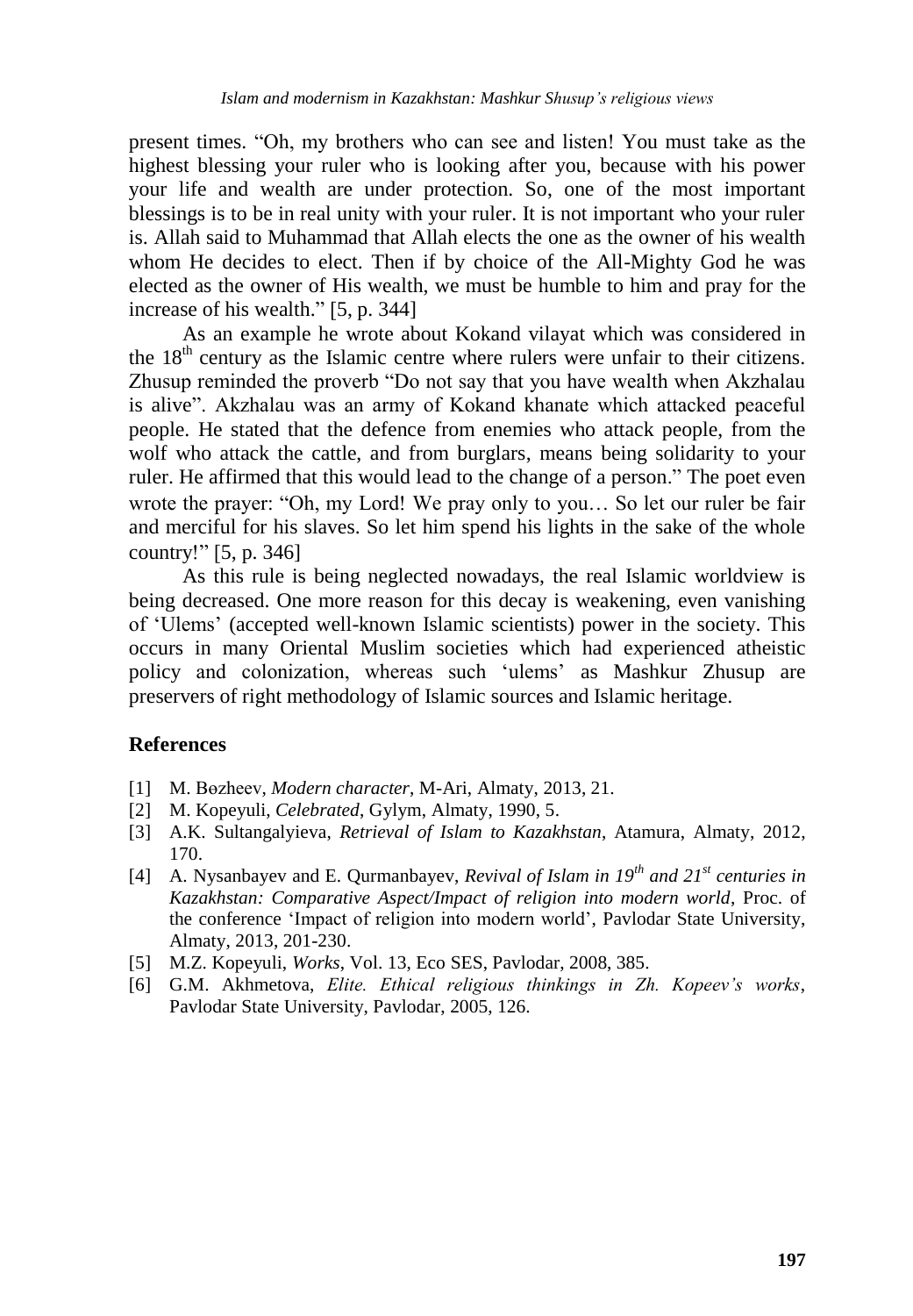present times. "Oh, my brothers who can see and listen! You must take as the highest blessing your ruler who is looking after you, because with his power your life and wealth are under protection. So, one of the most important blessings is to be in real unity with your ruler. It is not important who your ruler is. Allah said to Muhammad that Allah elects the one as the owner of his wealth whom He decides to elect. Then if by choice of the All-Mighty God he was elected as the owner of His wealth, we must be humble to him and pray for the increase of his wealth." [5, p. 344]

As an example he wrote about Kokand vilayat which was considered in the 18th century as the Islamic centre where rulers were unfair to their citizens. Zhusup reminded the proverb "Do not say that you have wealth when Akzhalau is alive". Akzhalau was an army of Kokand khanate which attacked peaceful people. He stated that the defence from enemies who attack people, from the wolf who attack the cattle, and from burglars, means being solidarity to your ruler. He affirmed that this would lead to the change of a person." The poet even wrote the prayer: "Oh, my Lord! We pray only to you… So let our ruler be fair and merciful for his slaves. So let him spend his lights in the sake of the whole country!" [5, p. 346]

As this rule is being neglected nowadays, the real Islamic worldview is being decreased. One more reason for this decay is weakening, even vanishing of 'Ulems' (accepted well-known Islamic scientists) power in the society. This occurs in many Oriental Muslim societies which had experienced atheistic policy and colonization, whereas such 'ulems' as Mashkur Zhusup are preservers of right methodology of Islamic sources and Islamic heritage.

## References

[1] M. Bəzheev, *Modern character*, M-Ari, Almaty, 2013, 21.

[2] M. Kopeyuli, *Celebrated*, Gylym, Almaty, 1990, 5.

[3] A.K. Sultangalyieva, *Retrieval of Islam to Kazakhstan*, Atamura, Almaty, 2012, 170.

[4] A. Nysanbayev and E. Qurmanbayev, *Revival of Islam in 19th and 21st centuries in Kazakhstan: Comparative Aspect/Impact of religion into modern world*, Proc. of the conference 'Impact of religion into modern world', Pavlodar State University, Almaty, 2013, 201-230.

[5] M.Z. Kopeyuli, *Works*, Vol. 13, Eco SES, Pavlodar, 2008, 385.

[6] G.M. Akhmetova, *Elite. Ethical religious thinkings in Zh. Kopeev's works*, Pavlodar State University, Pavlodar, 2005, 126.